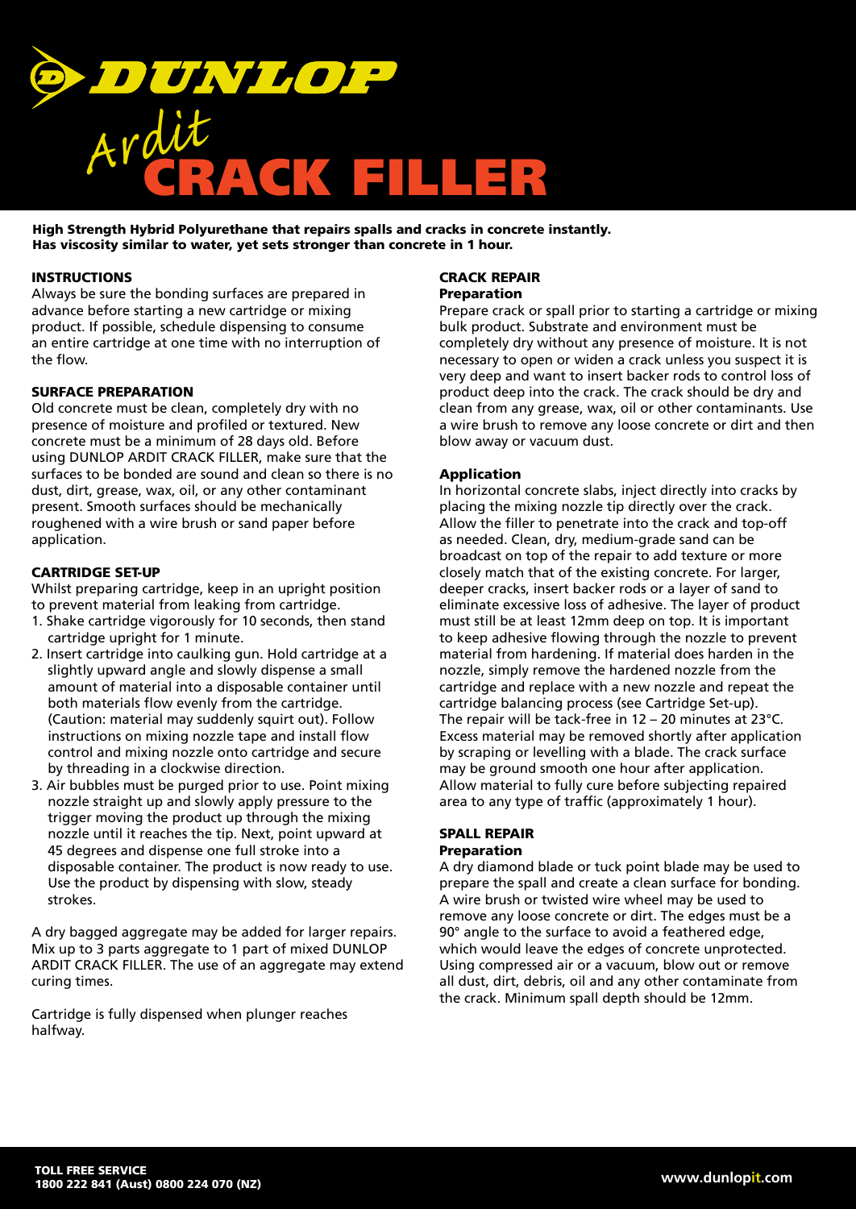# DUNLOP Ardit CRACK FILLER

**High Strength Hybrid Polyurethane that repairs spalls and cracks in concrete instantly. Has viscosity similar to water, yet sets stronger than concrete in 1 hour.**

## INSTRUCTIONS

Always be sure the bonding surfaces are prepared in advance before starting a new cartridge or mixing product. If possible, schedule dispensing to consume an entire cartridge at one time with no interruption of the flow.

## SURFACE PREPARATION

Old concrete must be clean, completely dry with no presence of moisture and profiled or textured. New concrete must be a minimum of 28 days old. Before using DUNLOP ARDIT CRACK FILLER, make sure that the surfaces to be bonded are sound and clean so there is no dust, dirt, grease, wax, oil, or any other contaminant present. Smooth surfaces should be mechanically roughened with a wire brush or sand paper before application.

## CARTRIDGE SET-UP

Whilst preparing cartridge, keep in an upright position to prevent material from leaking from cartridge.

1. Shake cartridge vigorously for 10 seconds, then stand cartridge upright for 1 minute.
2. Insert cartridge into caulking gun. Hold cartridge at a slightly upward angle and slowly dispense a small amount of material into a disposable container until both materials flow evenly from the cartridge. (Caution: material may suddenly squirt out). Follow instructions on mixing nozzle tape and install flow control and mixing nozzle onto cartridge and secure by threading in a clockwise direction.
3. Air bubbles must be purged prior to use. Point mixing nozzle straight up and slowly apply pressure to the trigger moving the product up through the mixing nozzle until it reaches the tip. Next, point upward at 45 degrees and dispense one full stroke into a disposable container. The product is now ready to use. Use the product by dispensing with slow, steady strokes.

A dry bagged aggregate may be added for larger repairs. Mix up to 3 parts aggregate to 1 part of mixed DUNLOP ARDIT CRACK FILLER. The use of an aggregate may extend curing times.

Cartridge is fully dispensed when plunger reaches halfway.

## CRACK REPAIR

### Preparation

Prepare crack or spall prior to starting a cartridge or mixing bulk product. Substrate and environment must be completely dry without any presence of moisture. It is not necessary to open or widen a crack unless you suspect it is very deep and want to insert backer rods to control loss of product deep into the crack. The crack should be dry and clean from any grease, wax, oil or other contaminants. Use a wire brush to remove any loose concrete or dirt and then blow away or vacuum dust.

### Application

In horizontal concrete slabs, inject directly into cracks by placing the mixing nozzle tip directly over the crack. Allow the filler to penetrate into the crack and top-off as needed. Clean, dry, medium-grade sand can be broadcast on top of the repair to add texture or more closely match that of the existing concrete. For larger, deeper cracks, insert backer rods or a layer of sand to eliminate excessive loss of adhesive. The layer of product must still be at least 12mm deep on top. It is important to keep adhesive flowing through the nozzle to prevent material from hardening. If material does harden in the nozzle, simply remove the hardened nozzle from the cartridge and replace with a new nozzle and repeat the cartridge balancing process (see Cartridge Set-up). The repair will be tack-free in 12 – 20 minutes at 23°C. Excess material may be removed shortly after application by scraping or levelling with a blade. The crack surface may be ground smooth one hour after application. Allow material to fully cure before subjecting repaired area to any type of traffic (approximately 1 hour).

## SPALL REPAIR

### Preparation

A dry diamond blade or tuck point blade may be used to prepare the spall and create a clean surface for bonding. A wire brush or twisted wire wheel may be used to remove any loose concrete or dirt. The edges must be a 90° angle to the surface to avoid a feathered edge, which would leave the edges of concrete unprotected. Using compressed air or a vacuum, blow out or remove all dust, dirt, debris, oil and any other contaminate from the crack. Minimum spall depth should be 12mm.

**TOLL FREE SERVICE**
**1800 222 841 (Aust) 0800 224 070 (NZ)**

**www.dunlopit.com**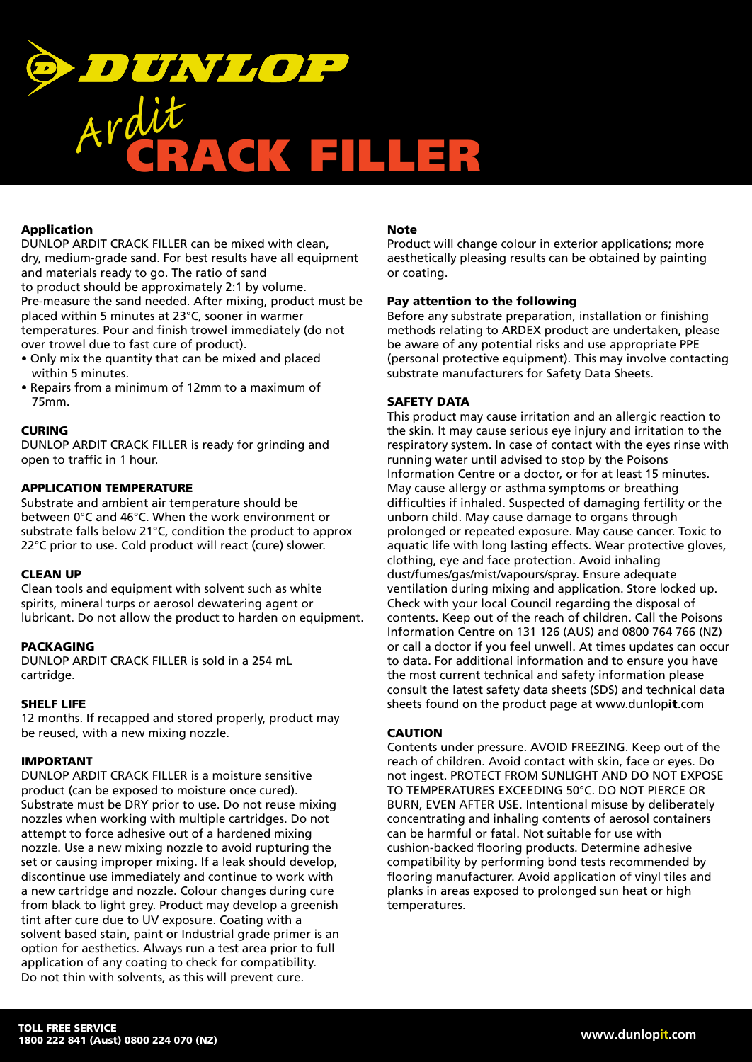# DUNLOP Ardit CRACK FILLER

**Application**

DUNLOP ARDIT CRACK FILLER can be mixed with clean, dry, medium-grade sand. For best results have all equipment and materials ready to go. The ratio of sand to product should be approximately 2:1 by volume. Pre-measure the sand needed. After mixing, product must be placed within 5 minutes at 23°C, sooner in warmer temperatures. Pour and finish trowel immediately (do not over trowel due to fast cure of product).

- Only mix the quantity that can be mixed and placed within 5 minutes.
- Repairs from a minimum of 12mm to a maximum of 75mm.

**CURING**

DUNLOP ARDIT CRACK FILLER is ready for grinding and open to traffic in 1 hour.

**APPLICATION TEMPERATURE**

Substrate and ambient air temperature should be between 0°C and 46°C. When the work environment or substrate falls below 21°C, condition the product to approx 22°C prior to use. Cold product will react (cure) slower.

**CLEAN UP**

Clean tools and equipment with solvent such as white spirits, mineral turps or aerosol dewatering agent or lubricant. Do not allow the product to harden on equipment.

**PACKAGING**

DUNLOP ARDIT CRACK FILLER is sold in a 254 mL cartridge.

**SHELF LIFE**

12 months. If recapped and stored properly, product may be reused, with a new mixing nozzle.

**IMPORTANT**

DUNLOP ARDIT CRACK FILLER is a moisture sensitive product (can be exposed to moisture once cured). Substrate must be DRY prior to use. Do not reuse mixing nozzles when working with multiple cartridges. Do not attempt to force adhesive out of a hardened mixing nozzle. Use a new mixing nozzle to avoid rupturing the set or causing improper mixing. If a leak should develop, discontinue use immediately and continue to work with a new cartridge and nozzle. Colour changes during cure from black to light grey. Product may develop a greenish tint after cure due to UV exposure. Coating with a solvent based stain, paint or Industrial grade primer is an option for aesthetics. Always run a test area prior to full application of any coating to check for compatibility. Do not thin with solvents, as this will prevent cure.

**Note**

Product will change colour in exterior applications; more aesthetically pleasing results can be obtained by painting or coating.

**Pay attention to the following**

Before any substrate preparation, installation or finishing methods relating to ARDEX product are undertaken, please be aware of any potential risks and use appropriate PPE (personal protective equipment). This may involve contacting substrate manufacturers for Safety Data Sheets.

**SAFETY DATA**

This product may cause irritation and an allergic reaction to the skin. It may cause serious eye injury and irritation to the respiratory system. In case of contact with the eyes rinse with running water until advised to stop by the Poisons Information Centre or a doctor, or for at least 15 minutes. May cause allergy or asthma symptoms or breathing difficulties if inhaled. Suspected of damaging fertility or the unborn child. May cause damage to organs through prolonged or repeated exposure. May cause cancer. Toxic to aquatic life with long lasting effects. Wear protective gloves, clothing, eye and face protection. Avoid inhaling dust/fumes/gas/mist/vapours/spray. Ensure adequate ventilation during mixing and application. Store locked up. Check with your local Council regarding the disposal of contents. Keep out of the reach of children. Call the Poisons Information Centre on 131 126 (AUS) and 0800 764 766 (NZ) or call a doctor if you feel unwell. At times updates can occur to data. For additional information and to ensure you have the most current technical and safety information please consult the latest safety data sheets (SDS) and technical data sheets found on the product page at www.dunlopit.com

**CAUTION**

Contents under pressure. AVOID FREEZING. Keep out of the reach of children. Avoid contact with skin, face or eyes. Do not ingest. PROTECT FROM SUNLIGHT AND DO NOT EXPOSE TO TEMPERATURES EXCEEDING 50°C. DO NOT PIERCE OR BURN, EVEN AFTER USE. Intentional misuse by deliberately concentrating and inhaling contents of aerosol containers can be harmful or fatal. Not suitable for use with cushion-backed flooring products. Determine adhesive compatibility by performing bond tests recommended by flooring manufacturer. Avoid application of vinyl tiles and planks in areas exposed to prolonged sun heat or high temperatures.

**TOLL FREE SERVICE**
**1800 222 841 (Aust) 0800 224 070 (NZ)**

**www.dunlopit.com**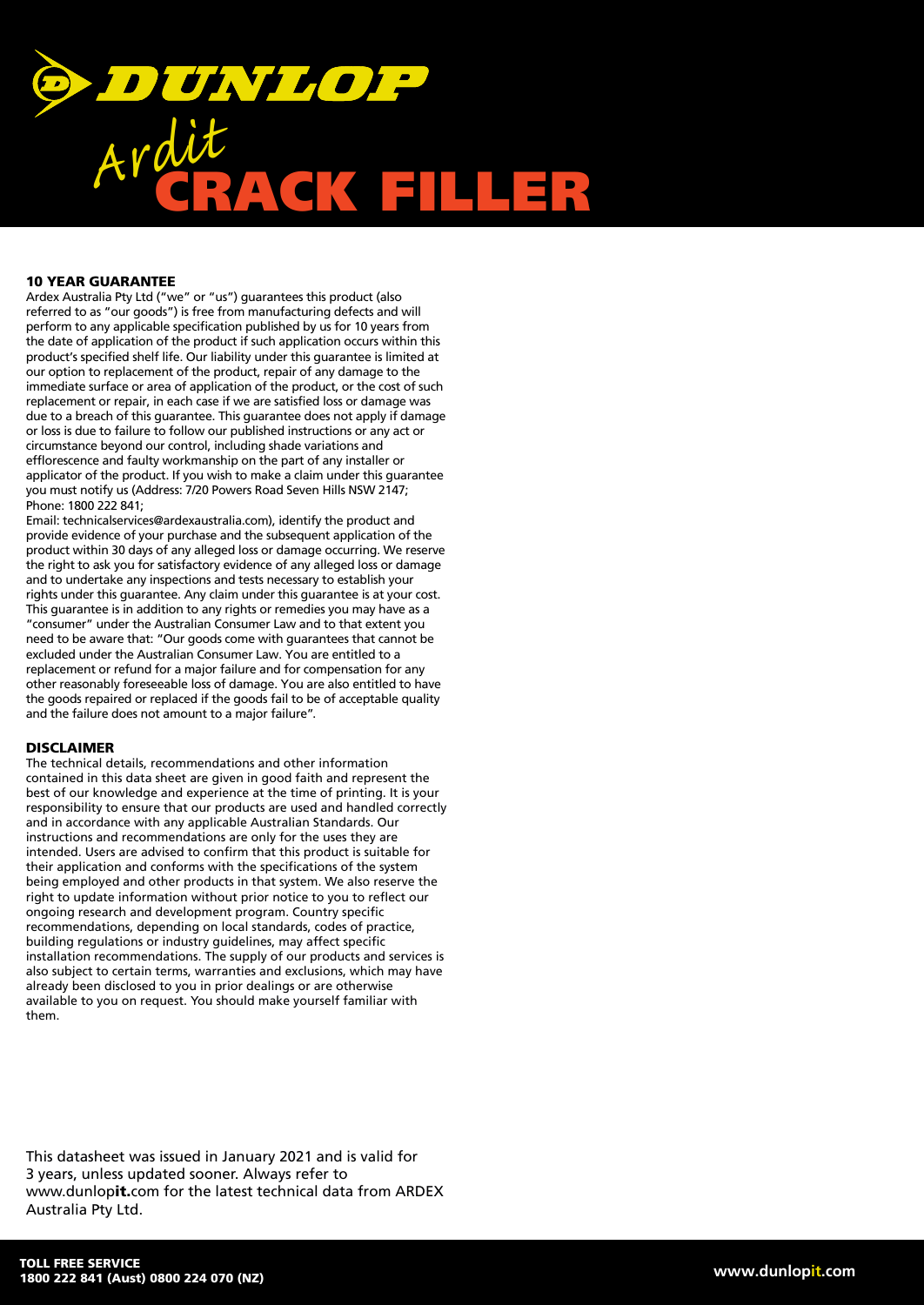# DUNLOP

# Ardit CRACK FILLER

## 10 YEAR GUARANTEE

Ardex Australia Pty Ltd ("we" or "us") guarantees this product (also referred to as "our goods") is free from manufacturing defects and will perform to any applicable specification published by us for 10 years from the date of application of the product if such application occurs within this product's specified shelf life. Our liability under this guarantee is limited at our option to replacement of the product, repair of any damage to the immediate surface or area of application of the product, or the cost of such replacement or repair, in each case if we are satisfied loss or damage was due to a breach of this guarantee. This guarantee does not apply if damage or loss is due to failure to follow our published instructions or any act or circumstance beyond our control, including shade variations and efflorescence and faulty workmanship on the part of any installer or applicator of the product. If you wish to make a claim under this guarantee you must notify us (Address: 7/20 Powers Road Seven Hills NSW 2147; Phone: 1800 222 841;
Email: technicalservices@ardexaustralia.com), identify the product and provide evidence of your purchase and the subsequent application of the product within 30 days of any alleged loss or damage occurring. We reserve the right to ask you for satisfactory evidence of any alleged loss or damage and to undertake any inspections and tests necessary to establish your rights under this guarantee. Any claim under this guarantee is at your cost. This guarantee is in addition to any rights or remedies you may have as a "consumer" under the Australian Consumer Law and to that extent you need to be aware that: "Our goods come with guarantees that cannot be excluded under the Australian Consumer Law. You are entitled to a replacement or refund for a major failure and for compensation for any other reasonably foreseeable loss of damage. You are also entitled to have the goods repaired or replaced if the goods fail to be of acceptable quality and the failure does not amount to a major failure".

## DISCLAIMER

The technical details, recommendations and other information contained in this data sheet are given in good faith and represent the best of our knowledge and experience at the time of printing. It is your responsibility to ensure that our products are used and handled correctly and in accordance with any applicable Australian Standards. Our instructions and recommendations are only for the uses they are intended. Users are advised to confirm that this product is suitable for their application and conforms with the specifications of the system being employed and other products in that system. We also reserve the right to update information without prior notice to you to reflect our ongoing research and development program. Country specific recommendations, depending on local standards, codes of practice, building regulations or industry guidelines, may affect specific installation recommendations. The supply of our products and services is also subject to certain terms, warranties and exclusions, which may have already been disclosed to you in prior dealings or are otherwise available to you on request. You should make yourself familiar with them.

This datasheet was issued in January 2021 and is valid for 3 years, unless updated sooner. Always refer to www.dunlop**it.**com for the latest technical data from ARDEX Australia Pty Ltd.

**TOLL FREE SERVICE**
**1800 222 841 (Aust) 0800 224 070 (NZ)**

**www.dunlopit.com**